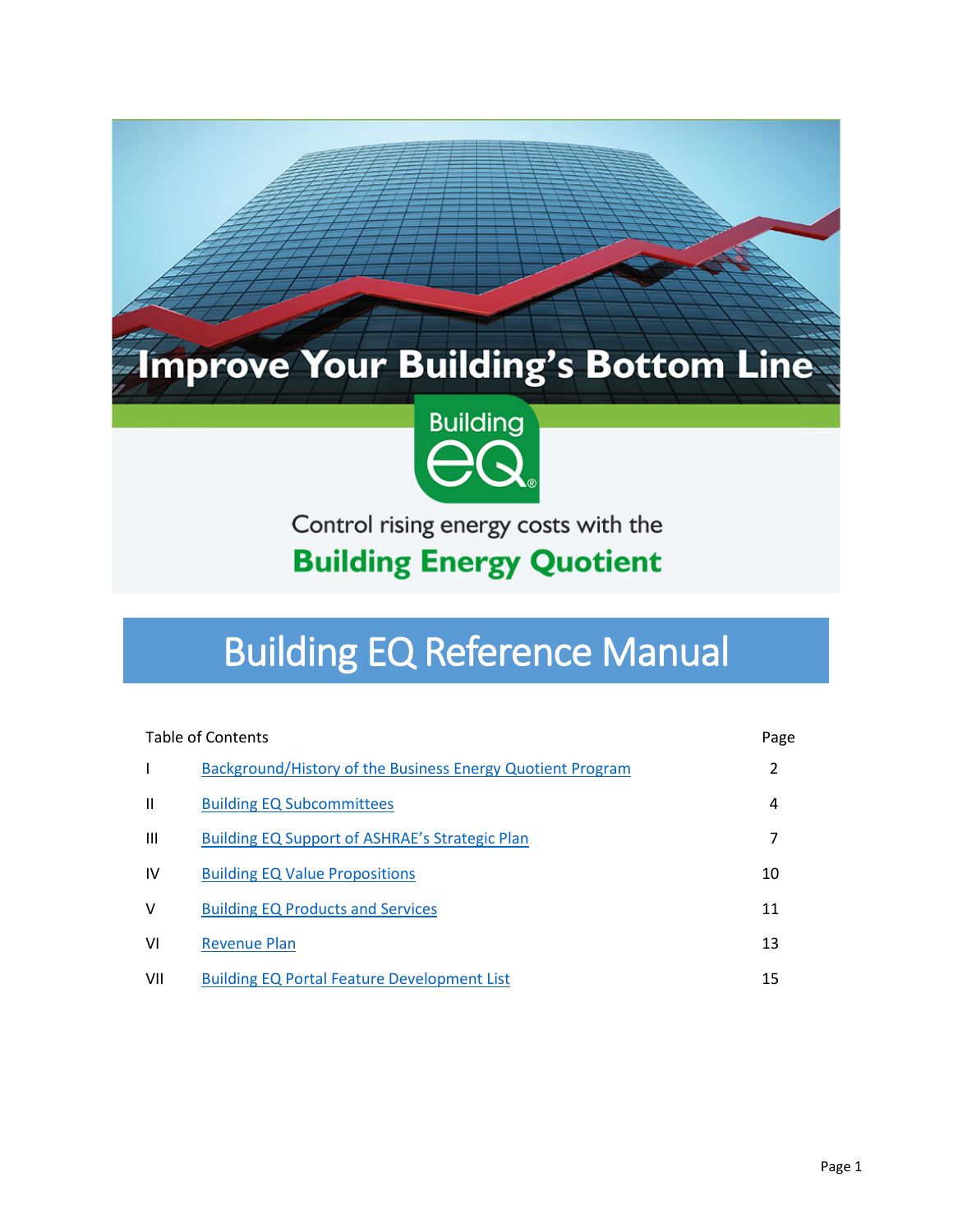Improve Your Building's Bottom Line

Building eQ®

Control rising energy costs with the
**Building Energy Quotient**

# Building EQ Reference Manual

| Table of Contents | | Page |
|---|---|---|
| I | Background/History of the Business Energy Quotient Program | 2 |
| II | Building EQ Subcommittees | 4 |
| III | Building EQ Support of ASHRAE's Strategic Plan | 7 |
| IV | Building EQ Value Propositions | 10 |
| V | Building EQ Products and Services | 11 |
| VI | Revenue Plan | 13 |
| VII | Building EQ Portal Feature Development List | 15 |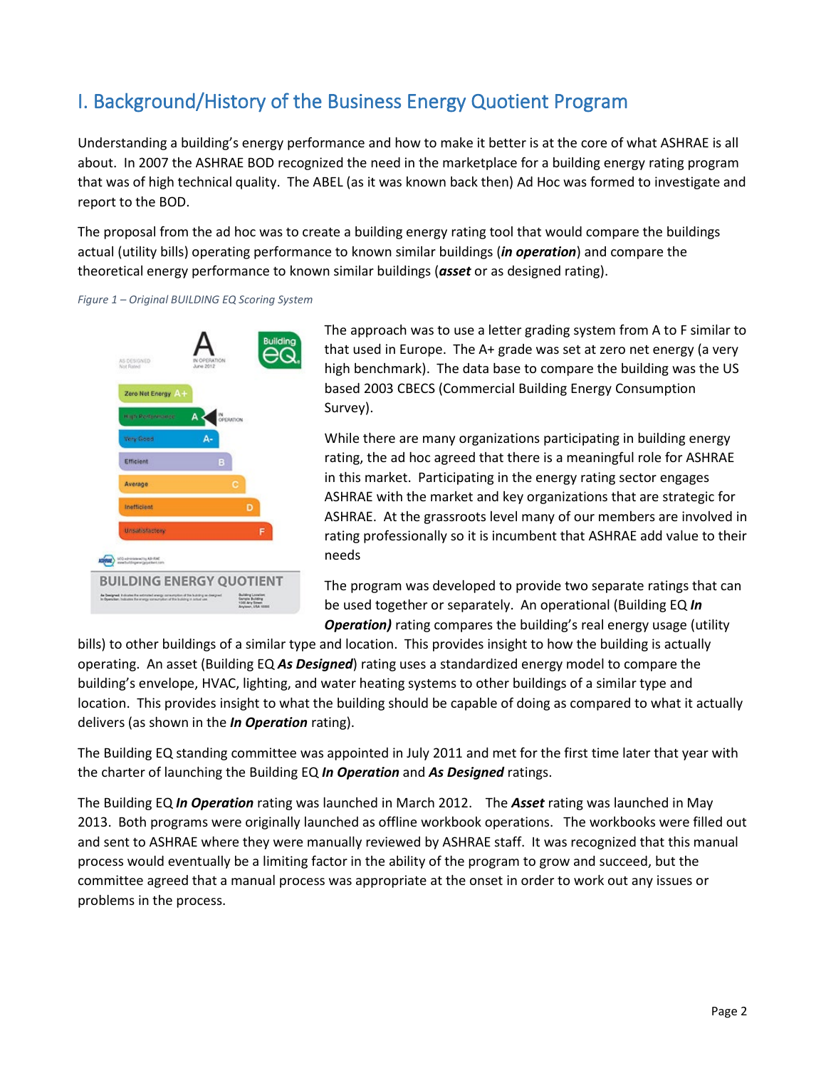## I. Background/History of the Business Energy Quotient Program

Understanding a building's energy performance and how to make it better is at the core of what ASHRAE is all about. In 2007 the ASHRAE BOD recognized the need in the marketplace for a building energy rating program that was of high technical quality. The ABEL (as it was known back then) Ad Hoc was formed to investigate and report to the BOD.

The proposal from the ad hoc was to create a building energy rating tool that would compare the buildings actual (utility bills) operating performance to known similar buildings (***in operation***) and compare the theoretical energy performance to known similar buildings (***asset*** or as designed rating).

*Figure 1 – Original BUILDING EQ Scoring System*

The approach was to use a letter grading system from A to F similar to that used in Europe. The A+ grade was set at zero net energy (a very high benchmark). The data base to compare the building was the US based 2003 CBECS (Commercial Building Energy Consumption Survey).

While there are many organizations participating in building energy rating, the ad hoc agreed that there is a meaningful role for ASHRAE in this market. Participating in the energy rating sector engages ASHRAE with the market and key organizations that are strategic for ASHRAE. At the grassroots level many of our members are involved in rating professionally so it is incumbent that ASHRAE add value to their needs

The program was developed to provide two separate ratings that can be used together or separately. An operational (Building EQ ***In Operation)*** rating compares the building's real energy usage (utility bills) to other buildings of a similar type and location. This provides insight to how the building is actually operating. An asset (Building EQ ***As Designed***) rating uses a standardized energy model to compare the building's envelope, HVAC, lighting, and water heating systems to other buildings of a similar type and location. This provides insight to what the building should be capable of doing as compared to what it actually delivers (as shown in the ***In Operation*** rating).

The Building EQ standing committee was appointed in July 2011 and met for the first time later that year with the charter of launching the Building EQ ***In Operation*** and ***As Designed*** ratings.

The Building EQ ***In Operation*** rating was launched in March 2012. The ***Asset*** rating was launched in May 2013. Both programs were originally launched as offline workbook operations. The workbooks were filled out and sent to ASHRAE where they were manually reviewed by ASHRAE staff. It was recognized that this manual process would eventually be a limiting factor in the ability of the program to grow and succeed, but the committee agreed that a manual process was appropriate at the onset in order to work out any issues or problems in the process.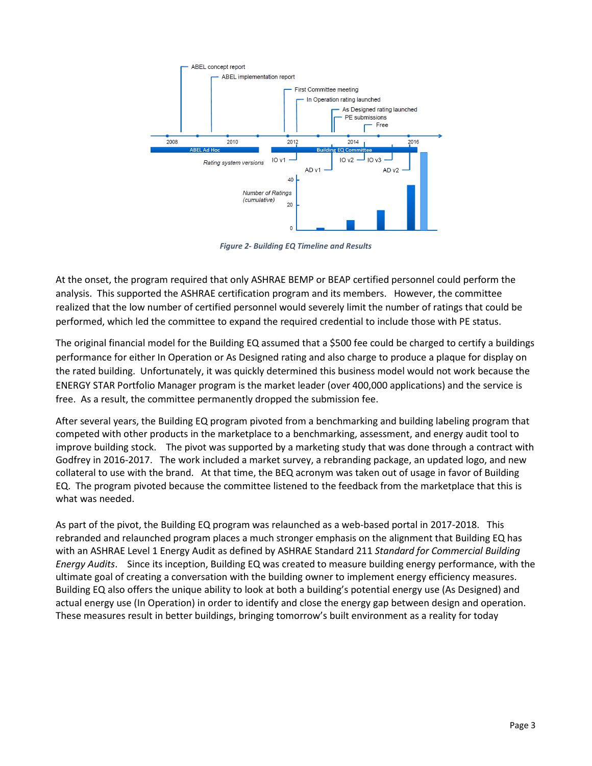*Figure 2- Building EQ Timeline and Results*

At the onset, the program required that only ASHRAE BEMP or BEAP certified personnel could perform the analysis. This supported the ASHRAE certification program and its members. However, the committee realized that the low number of certified personnel would severely limit the number of ratings that could be performed, which led the committee to expand the required credential to include those with PE status.

The original financial model for the Building EQ assumed that a $500 fee could be charged to certify a buildings performance for either In Operation or As Designed rating and also charge to produce a plaque for display on the rated building. Unfortunately, it was quickly determined this business model would not work because the ENERGY STAR Portfolio Manager program is the market leader (over 400,000 applications) and the service is free. As a result, the committee permanently dropped the submission fee.

After several years, the Building EQ program pivoted from a benchmarking and building labeling program that competed with other products in the marketplace to a benchmarking, assessment, and energy audit tool to improve building stock. The pivot was supported by a marketing study that was done through a contract with Godfrey in 2016-2017. The work included a market survey, a rebranding package, an updated logo, and new collateral to use with the brand. At that time, the BEQ acronym was taken out of usage in favor of Building EQ. The program pivoted because the committee listened to the feedback from the marketplace that this is what was needed.

As part of the pivot, the Building EQ program was relaunched as a web-based portal in 2017-2018. This rebranded and relaunched program places a much stronger emphasis on the alignment that Building EQ has with an ASHRAE Level 1 Energy Audit as defined by ASHRAE Standard 211 *Standard for Commercial Building Energy Audits*. Since its inception, Building EQ was created to measure building energy performance, with the ultimate goal of creating a conversation with the building owner to implement energy efficiency measures. Building EQ also offers the unique ability to look at both a building's potential energy use (As Designed) and actual energy use (In Operation) in order to identify and close the energy gap between design and operation. These measures result in better buildings, bringing tomorrow's built environment as a reality for today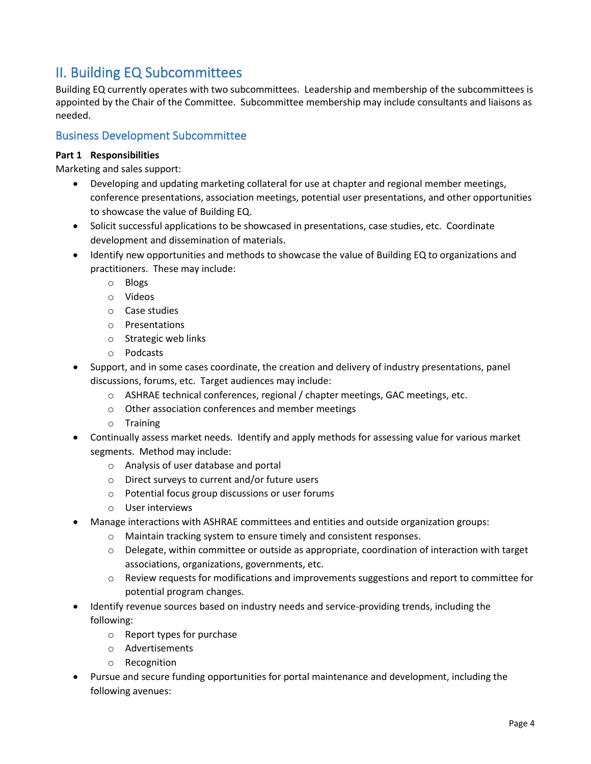## II. Building EQ Subcommittees

Building EQ currently operates with two subcommittees. Leadership and membership of the subcommittees is appointed by the Chair of the Committee. Subcommittee membership may include consultants and liaisons as needed.

### Business Development Subcommittee

**Part 1 Responsibilities**

Marketing and sales support:

- Developing and updating marketing collateral for use at chapter and regional member meetings, conference presentations, association meetings, potential user presentations, and other opportunities to showcase the value of Building EQ.
- Solicit successful applications to be showcased in presentations, case studies, etc. Coordinate development and dissemination of materials.
- Identify new opportunities and methods to showcase the value of Building EQ to organizations and practitioners. These may include:
  - Blogs
  - Videos
  - Case studies
  - Presentations
  - Strategic web links
  - Podcasts
- Support, and in some cases coordinate, the creation and delivery of industry presentations, panel discussions, forums, etc. Target audiences may include:
  - ASHRAE technical conferences, regional / chapter meetings, GAC meetings, etc.
  - Other association conferences and member meetings
  - Training
- Continually assess market needs. Identify and apply methods for assessing value for various market segments. Method may include:
  - Analysis of user database and portal
  - Direct surveys to current and/or future users
  - Potential focus group discussions or user forums
  - User interviews
- Manage interactions with ASHRAE committees and entities and outside organization groups:
  - Maintain tracking system to ensure timely and consistent responses.
  - Delegate, within committee or outside as appropriate, coordination of interaction with target associations, organizations, governments, etc.
  - Review requests for modifications and improvements suggestions and report to committee for potential program changes.
- Identify revenue sources based on industry needs and service-providing trends, including the following:
  - Report types for purchase
  - Advertisements
  - Recognition
- Pursue and secure funding opportunities for portal maintenance and development, including the following avenues: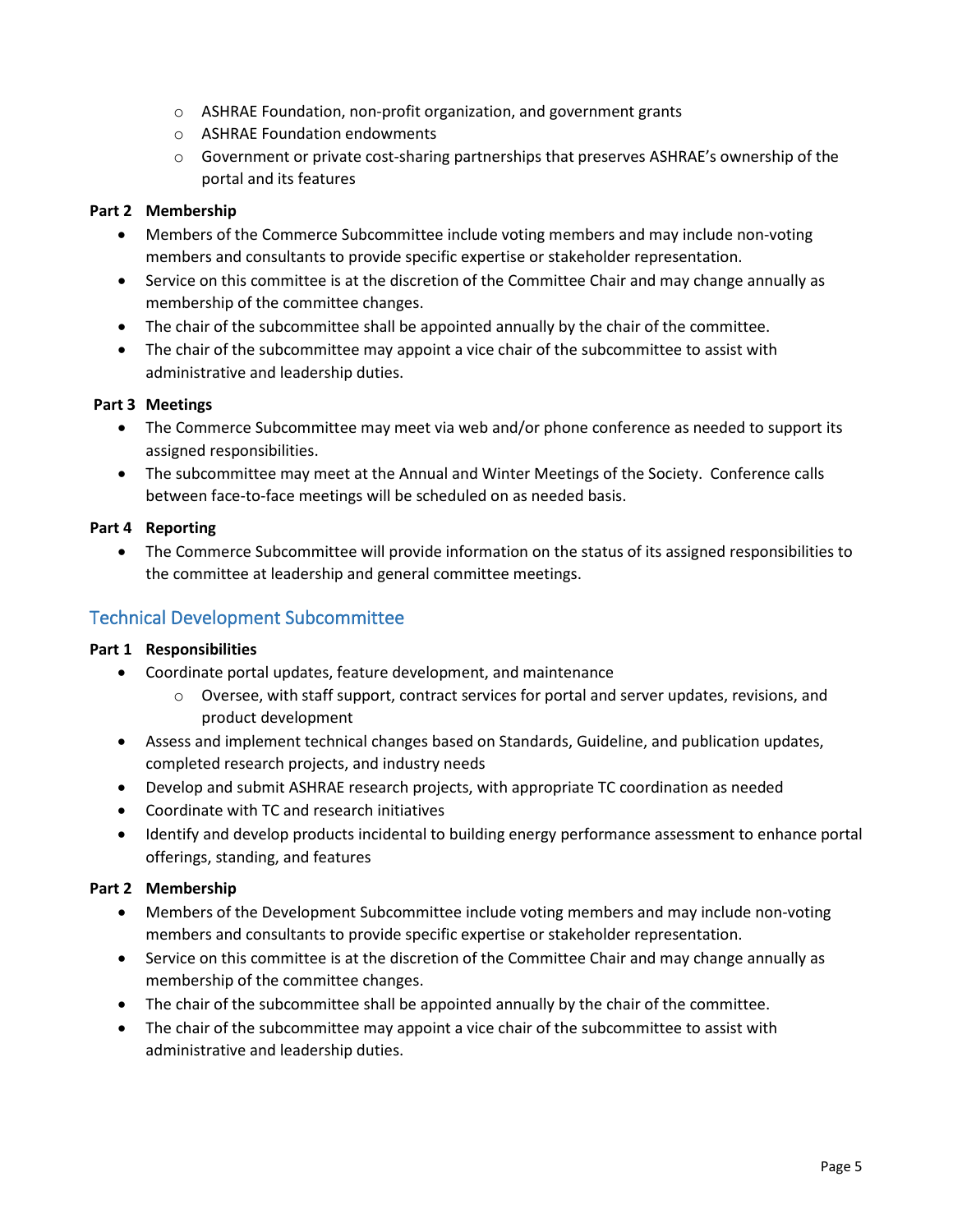- ASHRAE Foundation, non-profit organization, and government grants
   - ASHRAE Foundation endowments
   - Government or private cost-sharing partnerships that preserves ASHRAE's ownership of the portal and its features

**Part 2 Membership**

- Members of the Commerce Subcommittee include voting members and may include non-voting members and consultants to provide specific expertise or stakeholder representation.
- Service on this committee is at the discretion of the Committee Chair and may change annually as membership of the committee changes.
- The chair of the subcommittee shall be appointed annually by the chair of the committee.
- The chair of the subcommittee may appoint a vice chair of the subcommittee to assist with administrative and leadership duties.

**Part 3 Meetings**

- The Commerce Subcommittee may meet via web and/or phone conference as needed to support its assigned responsibilities.
- The subcommittee may meet at the Annual and Winter Meetings of the Society. Conference calls between face-to-face meetings will be scheduled on as needed basis.

**Part 4 Reporting**

- The Commerce Subcommittee will provide information on the status of its assigned responsibilities to the committee at leadership and general committee meetings.

## Technical Development Subcommittee

**Part 1 Responsibilities**

- Coordinate portal updates, feature development, and maintenance
   - Oversee, with staff support, contract services for portal and server updates, revisions, and product development
- Assess and implement technical changes based on Standards, Guideline, and publication updates, completed research projects, and industry needs
- Develop and submit ASHRAE research projects, with appropriate TC coordination as needed
- Coordinate with TC and research initiatives
- Identify and develop products incidental to building energy performance assessment to enhance portal offerings, standing, and features

**Part 2 Membership**

- Members of the Development Subcommittee include voting members and may include non-voting members and consultants to provide specific expertise or stakeholder representation.
- Service on this committee is at the discretion of the Committee Chair and may change annually as membership of the committee changes.
- The chair of the subcommittee shall be appointed annually by the chair of the committee.
- The chair of the subcommittee may appoint a vice chair of the subcommittee to assist with administrative and leadership duties.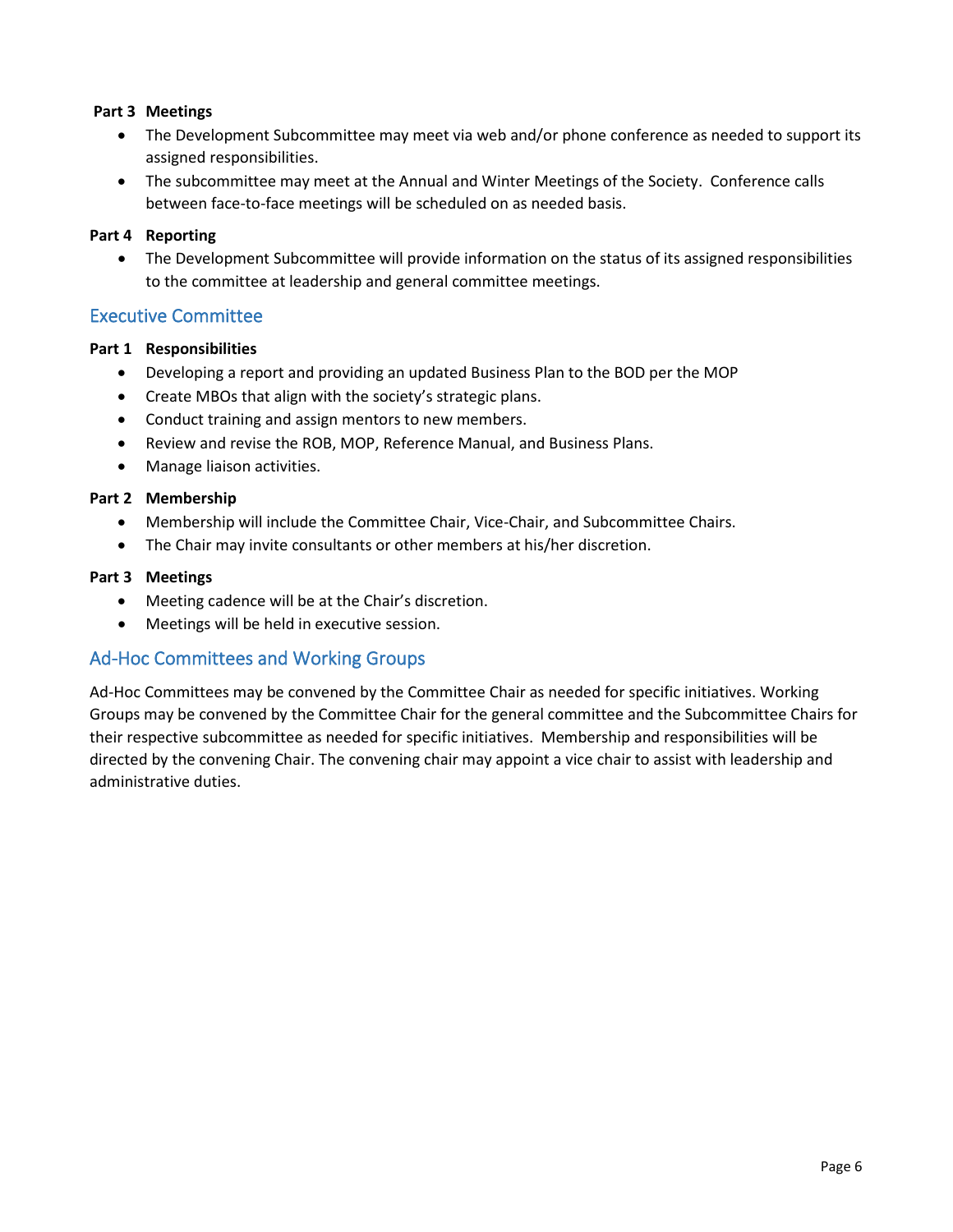**Part 3 Meetings**

- The Development Subcommittee may meet via web and/or phone conference as needed to support its assigned responsibilities.
- The subcommittee may meet at the Annual and Winter Meetings of the Society. Conference calls between face-to-face meetings will be scheduled on as needed basis.

**Part 4 Reporting**

- The Development Subcommittee will provide information on the status of its assigned responsibilities to the committee at leadership and general committee meetings.

## Executive Committee

**Part 1 Responsibilities**

- Developing a report and providing an updated Business Plan to the BOD per the MOP
- Create MBOs that align with the society's strategic plans.
- Conduct training and assign mentors to new members.
- Review and revise the ROB, MOP, Reference Manual, and Business Plans.
- Manage liaison activities.

**Part 2 Membership**

- Membership will include the Committee Chair, Vice-Chair, and Subcommittee Chairs.
- The Chair may invite consultants or other members at his/her discretion.

**Part 3 Meetings**

- Meeting cadence will be at the Chair's discretion.
- Meetings will be held in executive session.

## Ad-Hoc Committees and Working Groups

Ad-Hoc Committees may be convened by the Committee Chair as needed for specific initiatives. Working Groups may be convened by the Committee Chair for the general committee and the Subcommittee Chairs for their respective subcommittee as needed for specific initiatives. Membership and responsibilities will be directed by the convening Chair. The convening chair may appoint a vice chair to assist with leadership and administrative duties.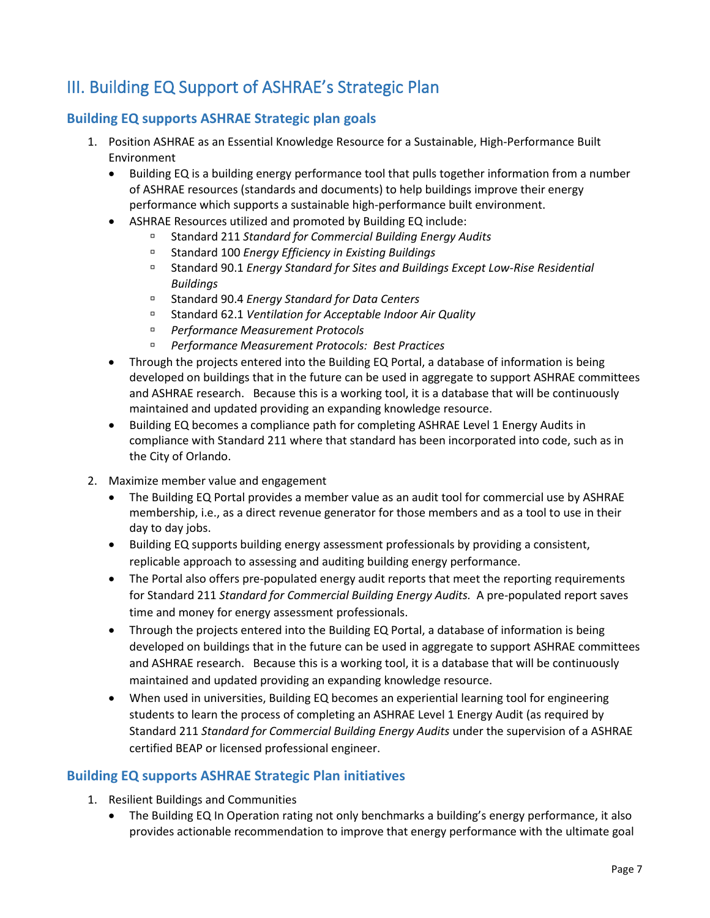## III. Building EQ Support of ASHRAE's Strategic Plan

### Building EQ supports ASHRAE Strategic plan goals

1. Position ASHRAE as an Essential Knowledge Resource for a Sustainable, High-Performance Built Environment
   - Building EQ is a building energy performance tool that pulls together information from a number of ASHRAE resources (standards and documents) to help buildings improve their energy performance which supports a sustainable high-performance built environment.
   - ASHRAE Resources utilized and promoted by Building EQ include:
     - Standard 211 *Standard for Commercial Building Energy Audits*
     - Standard 100 *Energy Efficiency in Existing Buildings*
     - Standard 90.1 *Energy Standard for Sites and Buildings Except Low-Rise Residential Buildings*
     - Standard 90.4 *Energy Standard for Data Centers*
     - Standard 62.1 *Ventilation for Acceptable Indoor Air Quality*
     - *Performance Measurement Protocols*
     - *Performance Measurement Protocols: Best Practices*
   - Through the projects entered into the Building EQ Portal, a database of information is being developed on buildings that in the future can be used in aggregate to support ASHRAE committees and ASHRAE research. Because this is a working tool, it is a database that will be continuously maintained and updated providing an expanding knowledge resource.
   - Building EQ becomes a compliance path for completing ASHRAE Level 1 Energy Audits in compliance with Standard 211 where that standard has been incorporated into code, such as in the City of Orlando.
2. Maximize member value and engagement
   - The Building EQ Portal provides a member value as an audit tool for commercial use by ASHRAE membership, i.e., as a direct revenue generator for those members and as a tool to use in their day to day jobs.
   - Building EQ supports building energy assessment professionals by providing a consistent, replicable approach to assessing and auditing building energy performance.
   - The Portal also offers pre-populated energy audit reports that meet the reporting requirements for Standard 211 *Standard for Commercial Building Energy Audits.* A pre-populated report saves time and money for energy assessment professionals.
   - Through the projects entered into the Building EQ Portal, a database of information is being developed on buildings that in the future can be used in aggregate to support ASHRAE committees and ASHRAE research. Because this is a working tool, it is a database that will be continuously maintained and updated providing an expanding knowledge resource.
   - When used in universities, Building EQ becomes an experiential learning tool for engineering students to learn the process of completing an ASHRAE Level 1 Energy Audit (as required by Standard 211 *Standard for Commercial Building Energy Audits* under the supervision of a ASHRAE certified BEAP or licensed professional engineer.

### Building EQ supports ASHRAE Strategic Plan initiatives

1. Resilient Buildings and Communities
   - The Building EQ In Operation rating not only benchmarks a building's energy performance, it also provides actionable recommendation to improve that energy performance with the ultimate goal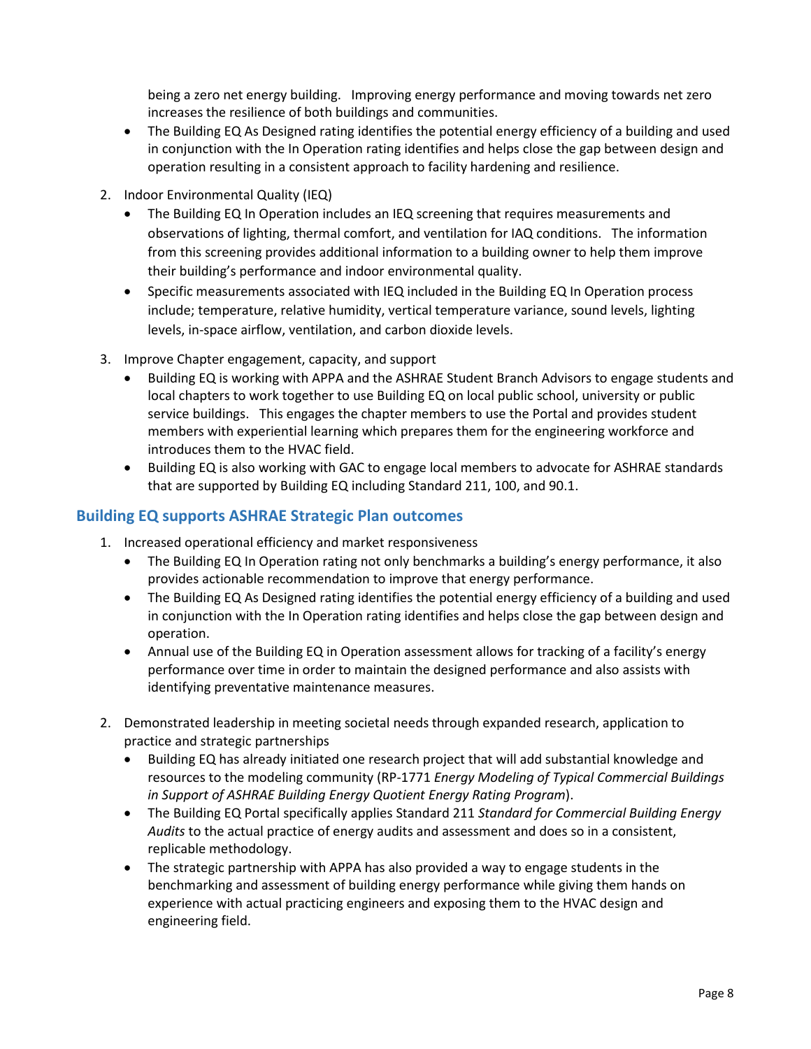being a zero net energy building. Improving energy performance and moving towards net zero increases the resilience of both buildings and communities.

- The Building EQ As Designed rating identifies the potential energy efficiency of a building and used in conjunction with the In Operation rating identifies and helps close the gap between design and operation resulting in a consistent approach to facility hardening and resilience.

2. Indoor Environmental Quality (IEQ)
   - The Building EQ In Operation includes an IEQ screening that requires measurements and observations of lighting, thermal comfort, and ventilation for IAQ conditions. The information from this screening provides additional information to a building owner to help them improve their building's performance and indoor environmental quality.
   - Specific measurements associated with IEQ included in the Building EQ In Operation process include; temperature, relative humidity, vertical temperature variance, sound levels, lighting levels, in-space airflow, ventilation, and carbon dioxide levels.

3. Improve Chapter engagement, capacity, and support
   - Building EQ is working with APPA and the ASHRAE Student Branch Advisors to engage students and local chapters to work together to use Building EQ on local public school, university or public service buildings. This engages the chapter members to use the Portal and provides student members with experiential learning which prepares them for the engineering workforce and introduces them to the HVAC field.
   - Building EQ is also working with GAC to engage local members to advocate for ASHRAE standards that are supported by Building EQ including Standard 211, 100, and 90.1.

## Building EQ supports ASHRAE Strategic Plan outcomes

1. Increased operational efficiency and market responsiveness
   - The Building EQ In Operation rating not only benchmarks a building's energy performance, it also provides actionable recommendation to improve that energy performance.
   - The Building EQ As Designed rating identifies the potential energy efficiency of a building and used in conjunction with the In Operation rating identifies and helps close the gap between design and operation.
   - Annual use of the Building EQ in Operation assessment allows for tracking of a facility's energy performance over time in order to maintain the designed performance and also assists with identifying preventative maintenance measures.

2. Demonstrated leadership in meeting societal needs through expanded research, application to practice and strategic partnerships
   - Building EQ has already initiated one research project that will add substantial knowledge and resources to the modeling community (RP-1771 *Energy Modeling of Typical Commercial Buildings in Support of ASHRAE Building Energy Quotient Energy Rating Program*).
   - The Building EQ Portal specifically applies Standard 211 *Standard for Commercial Building Energy Audits* to the actual practice of energy audits and assessment and does so in a consistent, replicable methodology.
   - The strategic partnership with APPA has also provided a way to engage students in the benchmarking and assessment of building energy performance while giving them hands on experience with actual practicing engineers and exposing them to the HVAC design and engineering field.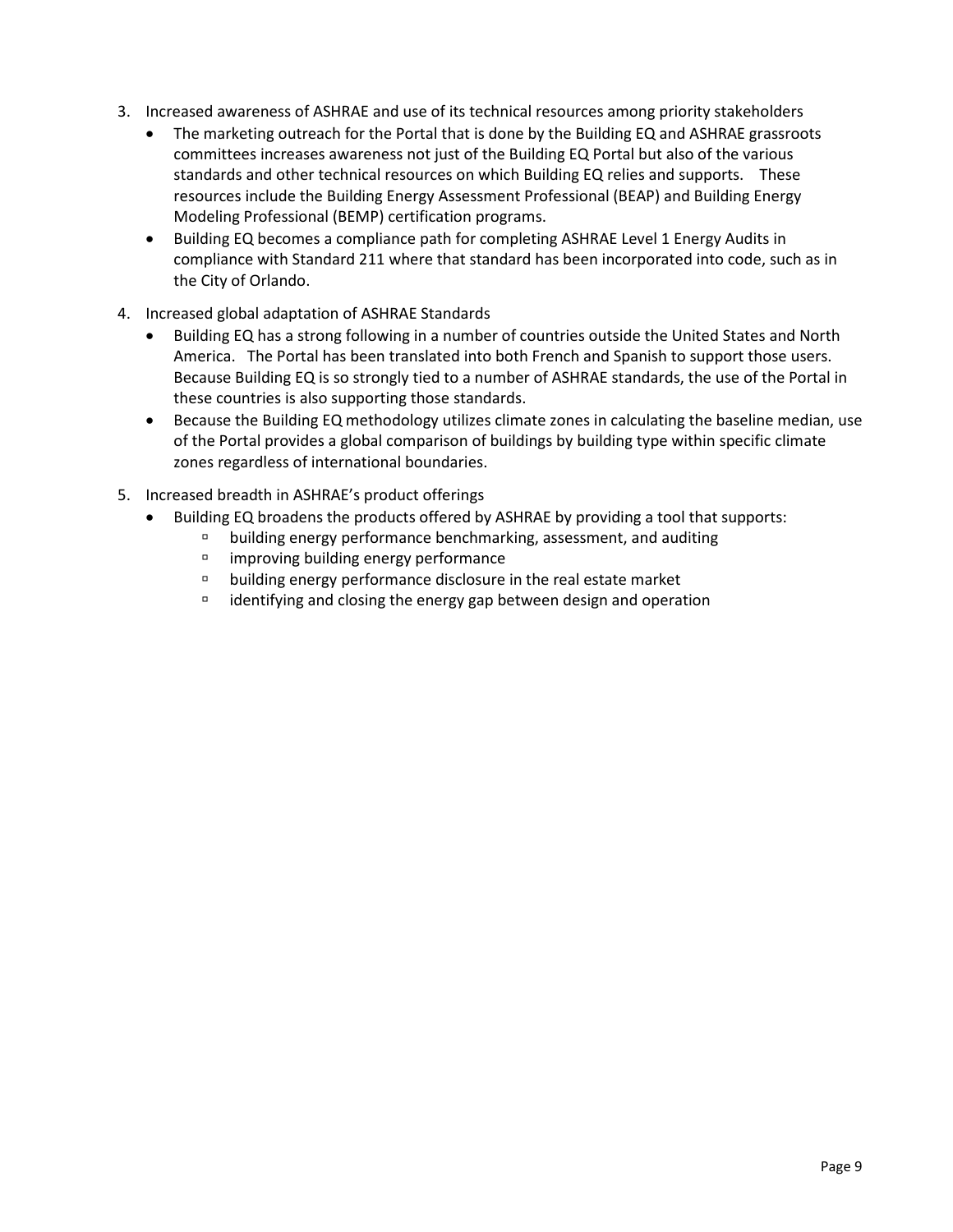3. Increased awareness of ASHRAE and use of its technical resources among priority stakeholders
   - The marketing outreach for the Portal that is done by the Building EQ and ASHRAE grassroots committees increases awareness not just of the Building EQ Portal but also of the various standards and other technical resources on which Building EQ relies and supports. These resources include the Building Energy Assessment Professional (BEAP) and Building Energy Modeling Professional (BEMP) certification programs.
   - Building EQ becomes a compliance path for completing ASHRAE Level 1 Energy Audits in compliance with Standard 211 where that standard has been incorporated into code, such as in the City of Orlando.

4. Increased global adaptation of ASHRAE Standards
   - Building EQ has a strong following in a number of countries outside the United States and North America. The Portal has been translated into both French and Spanish to support those users. Because Building EQ is so strongly tied to a number of ASHRAE standards, the use of the Portal in these countries is also supporting those standards.
   - Because the Building EQ methodology utilizes climate zones in calculating the baseline median, use of the Portal provides a global comparison of buildings by building type within specific climate zones regardless of international boundaries.

5. Increased breadth in ASHRAE's product offerings
   - Building EQ broadens the products offered by ASHRAE by providing a tool that supports:
     - building energy performance benchmarking, assessment, and auditing
     - improving building energy performance
     - building energy performance disclosure in the real estate market
     - identifying and closing the energy gap between design and operation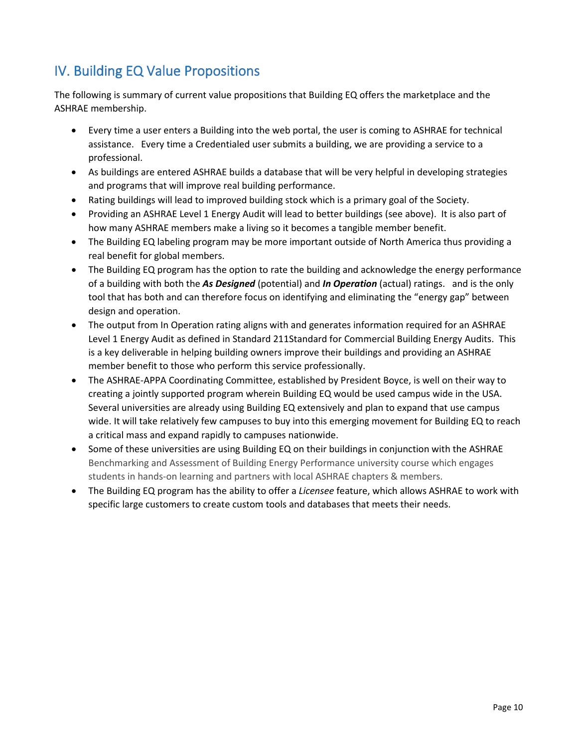## IV. Building EQ Value Propositions

The following is summary of current value propositions that Building EQ offers the marketplace and the ASHRAE membership.

- Every time a user enters a Building into the web portal, the user is coming to ASHRAE for technical assistance. Every time a Credentialed user submits a building, we are providing a service to a professional.
- As buildings are entered ASHRAE builds a database that will be very helpful in developing strategies and programs that will improve real building performance.
- Rating buildings will lead to improved building stock which is a primary goal of the Society.
- Providing an ASHRAE Level 1 Energy Audit will lead to better buildings (see above). It is also part of how many ASHRAE members make a living so it becomes a tangible member benefit.
- The Building EQ labeling program may be more important outside of North America thus providing a real benefit for global members.
- The Building EQ program has the option to rate the building and acknowledge the energy performance of a building with both the ***As Designed*** (potential) and ***In Operation*** (actual) ratings. and is the only tool that has both and can therefore focus on identifying and eliminating the "energy gap" between design and operation.
- The output from In Operation rating aligns with and generates information required for an ASHRAE Level 1 Energy Audit as defined in Standard 211Standard for Commercial Building Energy Audits. This is a key deliverable in helping building owners improve their buildings and providing an ASHRAE member benefit to those who perform this service professionally.
- The ASHRAE-APPA Coordinating Committee, established by President Boyce, is well on their way to creating a jointly supported program wherein Building EQ would be used campus wide in the USA. Several universities are already using Building EQ extensively and plan to expand that use campus wide. It will take relatively few campuses to buy into this emerging movement for Building EQ to reach a critical mass and expand rapidly to campuses nationwide.
- Some of these universities are using Building EQ on their buildings in conjunction with the ASHRAE Benchmarking and Assessment of Building Energy Performance university course which engages students in hands-on learning and partners with local ASHRAE chapters & members.
- The Building EQ program has the ability to offer a *Licensee* feature, which allows ASHRAE to work with specific large customers to create custom tools and databases that meets their needs.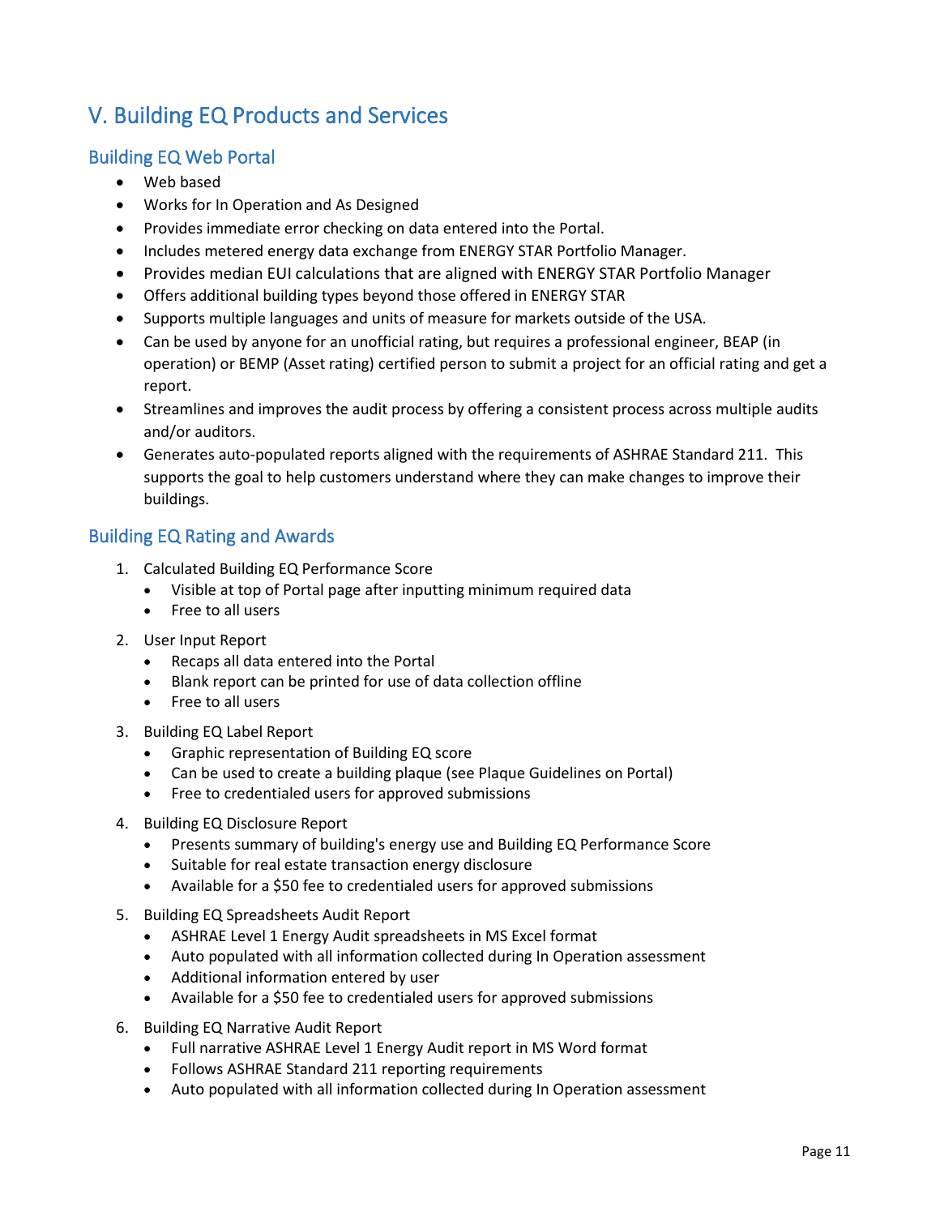# V. Building EQ Products and Services

## Building EQ Web Portal

- Web based
- Works for In Operation and As Designed
- Provides immediate error checking on data entered into the Portal.
- Includes metered energy data exchange from ENERGY STAR Portfolio Manager.
- Provides median EUI calculations that are aligned with ENERGY STAR Portfolio Manager
- Offers additional building types beyond those offered in ENERGY STAR
- Supports multiple languages and units of measure for markets outside of the USA.
- Can be used by anyone for an unofficial rating, but requires a professional engineer, BEAP (in operation) or BEMP (Asset rating) certified person to submit a project for an official rating and get a report.
- Streamlines and improves the audit process by offering a consistent process across multiple audits and/or auditors.
- Generates auto-populated reports aligned with the requirements of ASHRAE Standard 211. This supports the goal to help customers understand where they can make changes to improve their buildings.

## Building EQ Rating and Awards

1. Calculated Building EQ Performance Score
   - Visible at top of Portal page after inputting minimum required data
   - Free to all users
2. User Input Report
   - Recaps all data entered into the Portal
   - Blank report can be printed for use of data collection offline
   - Free to all users
3. Building EQ Label Report
   - Graphic representation of Building EQ score
   - Can be used to create a building plaque (see Plaque Guidelines on Portal)
   - Free to credentialed users for approved submissions
4. Building EQ Disclosure Report
   - Presents summary of building's energy use and Building EQ Performance Score
   - Suitable for real estate transaction energy disclosure
   - Available for a $50 fee to credentialed users for approved submissions
5. Building EQ Spreadsheets Audit Report
   - ASHRAE Level 1 Energy Audit spreadsheets in MS Excel format
   - Auto populated with all information collected during In Operation assessment
   - Additional information entered by user
   - Available for a $50 fee to credentialed users for approved submissions
6. Building EQ Narrative Audit Report
   - Full narrative ASHRAE Level 1 Energy Audit report in MS Word format
   - Follows ASHRAE Standard 211 reporting requirements
   - Auto populated with all information collected during In Operation assessment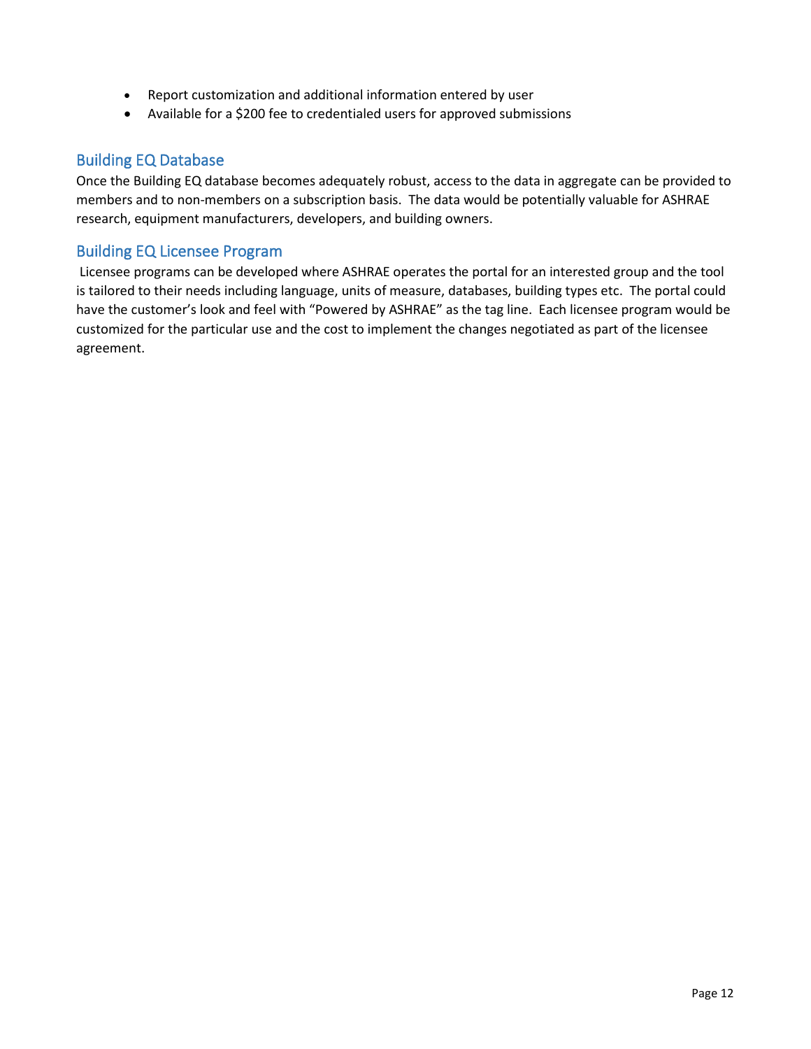- Report customization and additional information entered by user
- Available for a $200 fee to credentialed users for approved submissions

## Building EQ Database

Once the Building EQ database becomes adequately robust, access to the data in aggregate can be provided to members and to non-members on a subscription basis. The data would be potentially valuable for ASHRAE research, equipment manufacturers, developers, and building owners.

## Building EQ Licensee Program

Licensee programs can be developed where ASHRAE operates the portal for an interested group and the tool is tailored to their needs including language, units of measure, databases, building types etc. The portal could have the customer's look and feel with "Powered by ASHRAE" as the tag line. Each licensee program would be customized for the particular use and the cost to implement the changes negotiated as part of the licensee agreement.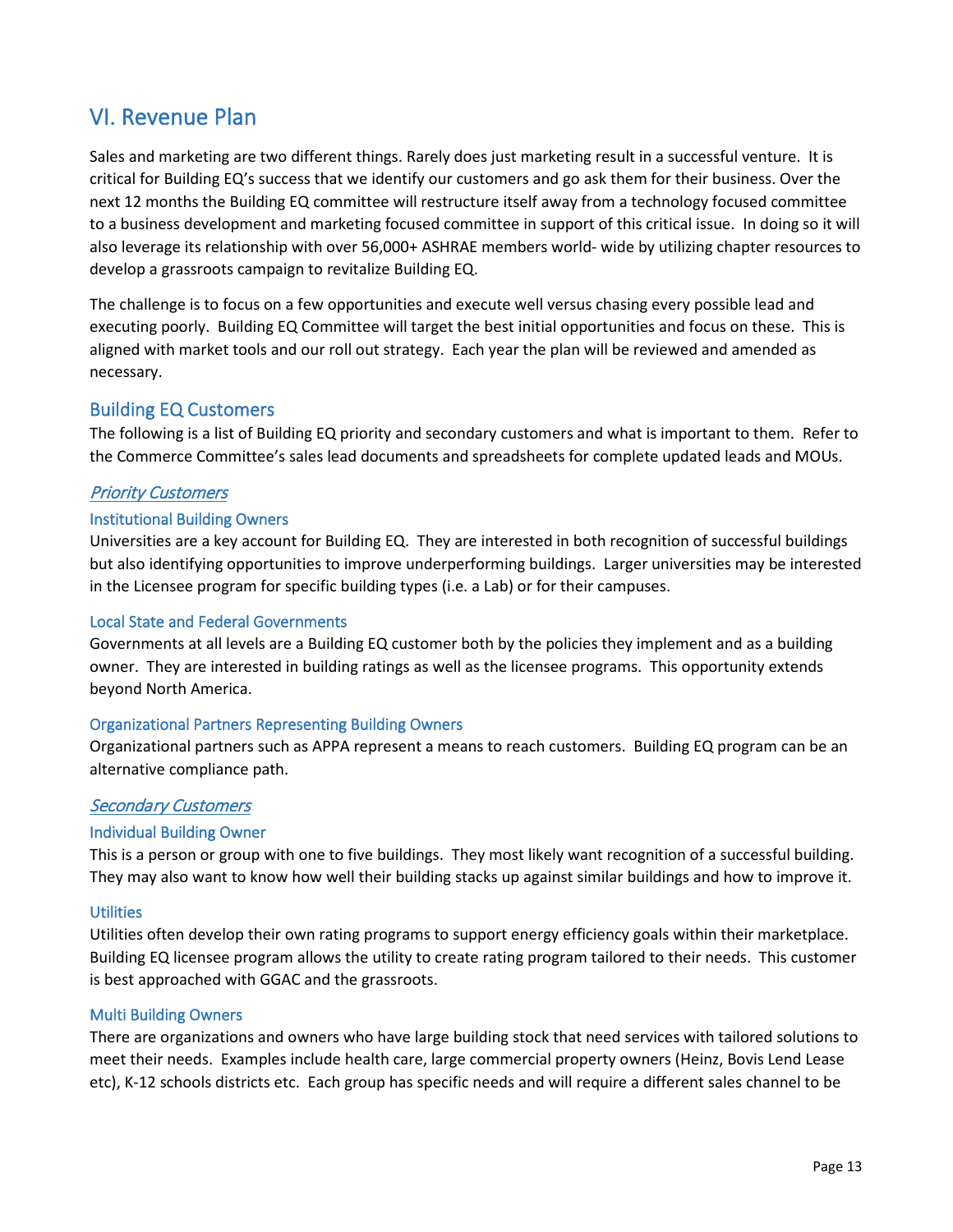## VI. Revenue Plan

Sales and marketing are two different things. Rarely does just marketing result in a successful venture. It is critical for Building EQ's success that we identify our customers and go ask them for their business. Over the next 12 months the Building EQ committee will restructure itself away from a technology focused committee to a business development and marketing focused committee in support of this critical issue. In doing so it will also leverage its relationship with over 56,000+ ASHRAE members world- wide by utilizing chapter resources to develop a grassroots campaign to revitalize Building EQ.

The challenge is to focus on a few opportunities and execute well versus chasing every possible lead and executing poorly. Building EQ Committee will target the best initial opportunities and focus on these. This is aligned with market tools and our roll out strategy. Each year the plan will be reviewed and amended as necessary.

### Building EQ Customers

The following is a list of Building EQ priority and secondary customers and what is important to them. Refer to the Commerce Committee's sales lead documents and spreadsheets for complete updated leads and MOUs.

#### *Priority Customers*

##### Institutional Building Owners

Universities are a key account for Building EQ. They are interested in both recognition of successful buildings but also identifying opportunities to improve underperforming buildings. Larger universities may be interested in the Licensee program for specific building types (i.e. a Lab) or for their campuses.

##### Local State and Federal Governments

Governments at all levels are a Building EQ customer both by the policies they implement and as a building owner. They are interested in building ratings as well as the licensee programs. This opportunity extends beyond North America.

##### Organizational Partners Representing Building Owners

Organizational partners such as APPA represent a means to reach customers. Building EQ program can be an alternative compliance path.

#### *Secondary Customers*

##### Individual Building Owner

This is a person or group with one to five buildings. They most likely want recognition of a successful building. They may also want to know how well their building stacks up against similar buildings and how to improve it.

##### Utilities

Utilities often develop their own rating programs to support energy efficiency goals within their marketplace. Building EQ licensee program allows the utility to create rating program tailored to their needs. This customer is best approached with GGAC and the grassroots.

##### Multi Building Owners

There are organizations and owners who have large building stock that need services with tailored solutions to meet their needs. Examples include health care, large commercial property owners (Heinz, Bovis Lend Lease etc), K-12 schools districts etc. Each group has specific needs and will require a different sales channel to be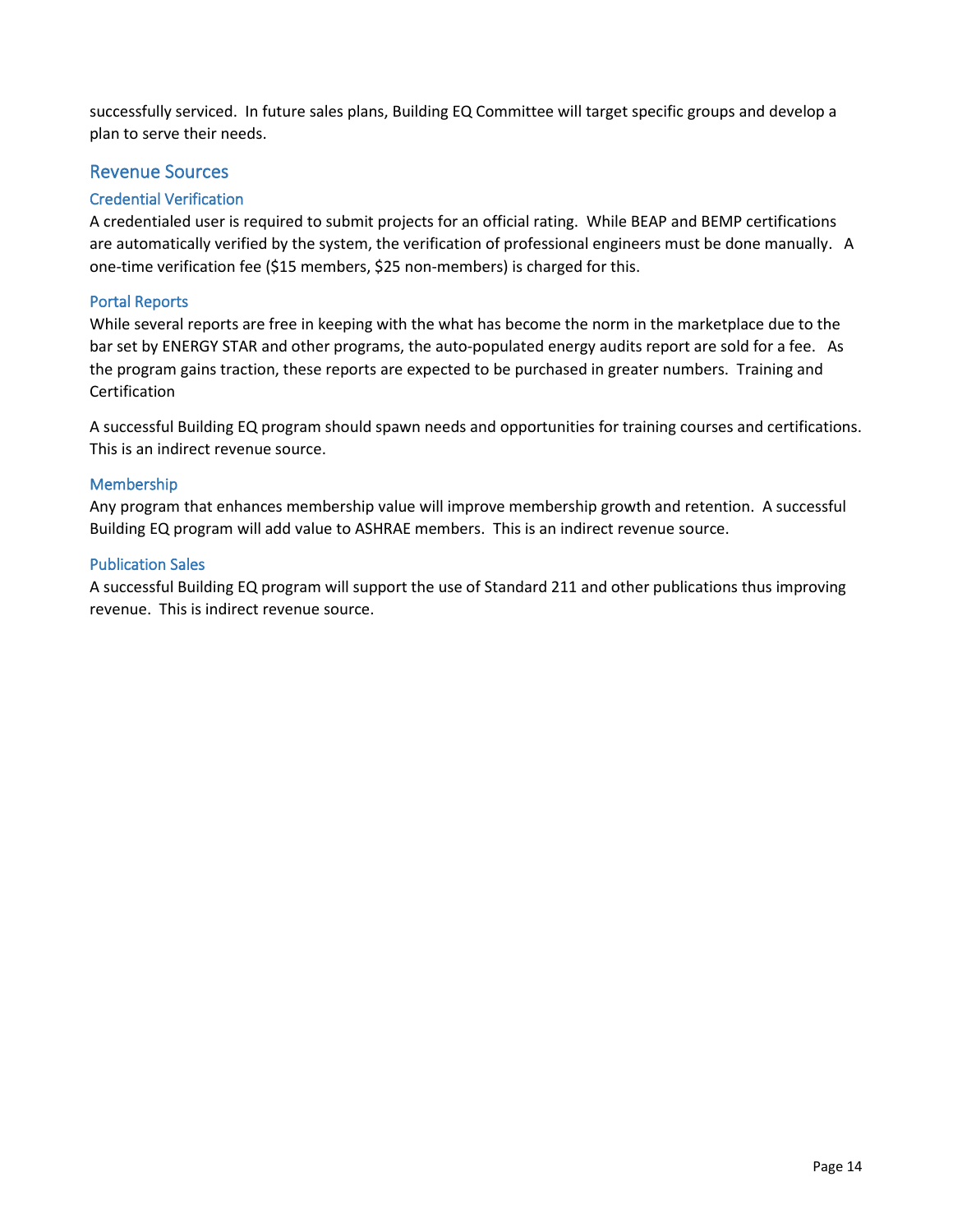successfully serviced.  In future sales plans, Building EQ Committee will target specific groups and develop a plan to serve their needs.

## Revenue Sources

### Credential Verification

A credentialed user is required to submit projects for an official rating.  While BEAP and BEMP certifications are automatically verified by the system, the verification of professional engineers must be done manually.  A one-time verification fee ($15 members, $25 non-members) is charged for this.

### Portal Reports

While several reports are free in keeping with the what has become the norm in the marketplace due to the bar set by ENERGY STAR and other programs, the auto-populated energy audits report are sold for a fee.  As the program gains traction, these reports are expected to be purchased in greater numbers.  Training and Certification

A successful Building EQ program should spawn needs and opportunities for training courses and certifications. This is an indirect revenue source.

### Membership

Any program that enhances membership value will improve membership growth and retention.  A successful Building EQ program will add value to ASHRAE members.  This is an indirect revenue source.

### Publication Sales

A successful Building EQ program will support the use of Standard 211 and other publications thus improving revenue.  This is indirect revenue source.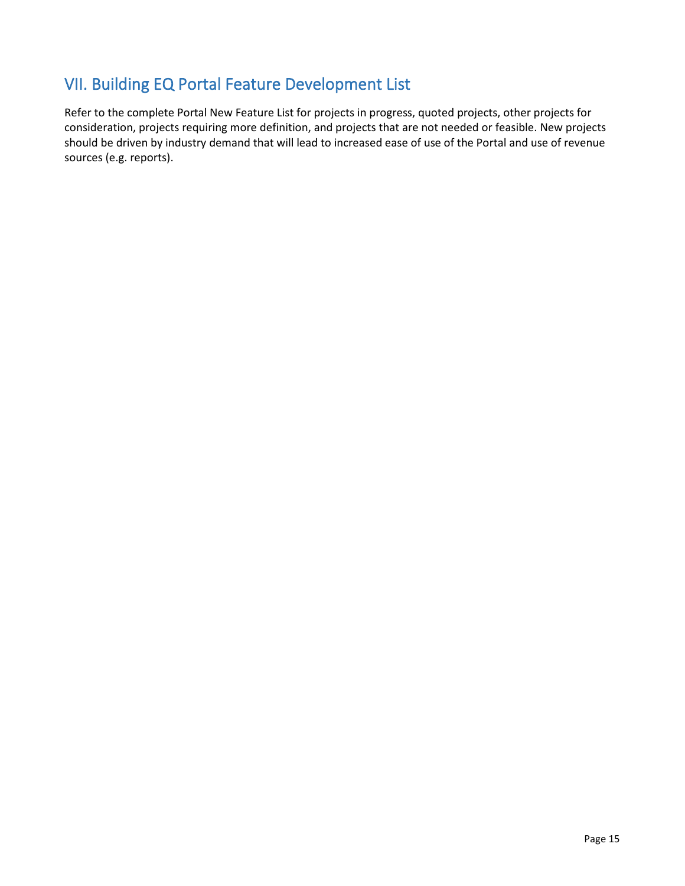## VII. Building EQ Portal Feature Development List

Refer to the complete Portal New Feature List for projects in progress, quoted projects, other projects for consideration, projects requiring more definition, and projects that are not needed or feasible. New projects should be driven by industry demand that will lead to increased ease of use of the Portal and use of revenue sources (e.g. reports).